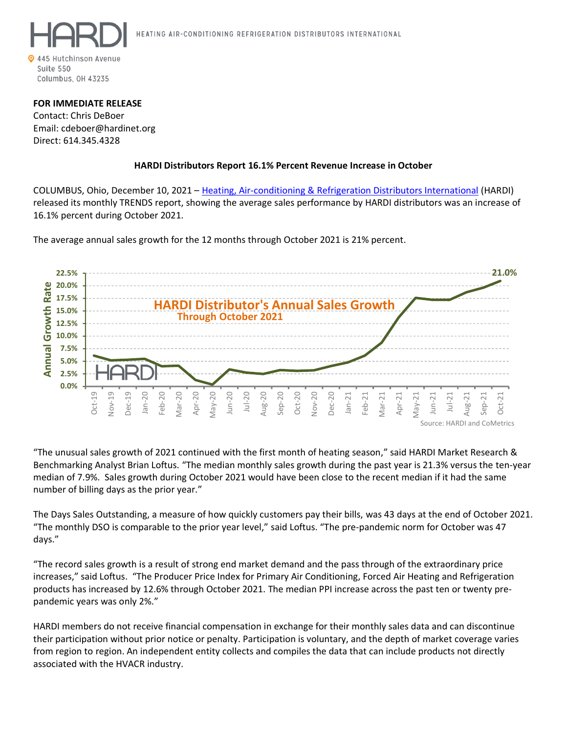HEATING AIR-CONDITIONING REFRIGERATION DISTRIBUTORS INTERNATIONAL

445 Hutchinson Avenue
Suite 550
Columbus, OH 43235

**FOR IMMEDIATE RELEASE**
Contact: Chris DeBoer
Email: cdeboer@hardinet.org
Direct: 614.345.4328

**HARDI Distributors Report 16.1% Percent Revenue Increase in October**

COLUMBUS, Ohio, December 10, 2021 – Heating, Air-conditioning & Refrigeration Distributors International (HARDI) released its monthly TRENDS report, showing the average sales performance by HARDI distributors was an increase of 16.1% percent during October 2021.

The average annual sales growth for the 12 months through October 2021 is 21% percent.

**HARDI Distributor's Annual Sales Growth**
**Through October 2021**

Source: HARDI and CoMetrics

"The unusual sales growth of 2021 continued with the first month of heating season," said HARDI Market Research & Benchmarking Analyst Brian Loftus. "The median monthly sales growth during the past year is 21.3% versus the ten-year median of 7.9%. Sales growth during October 2021 would have been close to the recent median if it had the same number of billing days as the prior year."

The Days Sales Outstanding, a measure of how quickly customers pay their bills, was 43 days at the end of October 2021. "The monthly DSO is comparable to the prior year level," said Loftus. "The pre-pandemic norm for October was 47 days."

"The record sales growth is a result of strong end market demand and the pass through of the extraordinary price increases," said Loftus. "The Producer Price Index for Primary Air Conditioning, Forced Air Heating and Refrigeration products has increased by 12.6% through October 2021. The median PPI increase across the past ten or twenty pre-pandemic years was only 2%."

HARDI members do not receive financial compensation in exchange for their monthly sales data and can discontinue their participation without prior notice or penalty. Participation is voluntary, and the depth of market coverage varies from region to region. An independent entity collects and compiles the data that can include products not directly associated with the HVACR industry.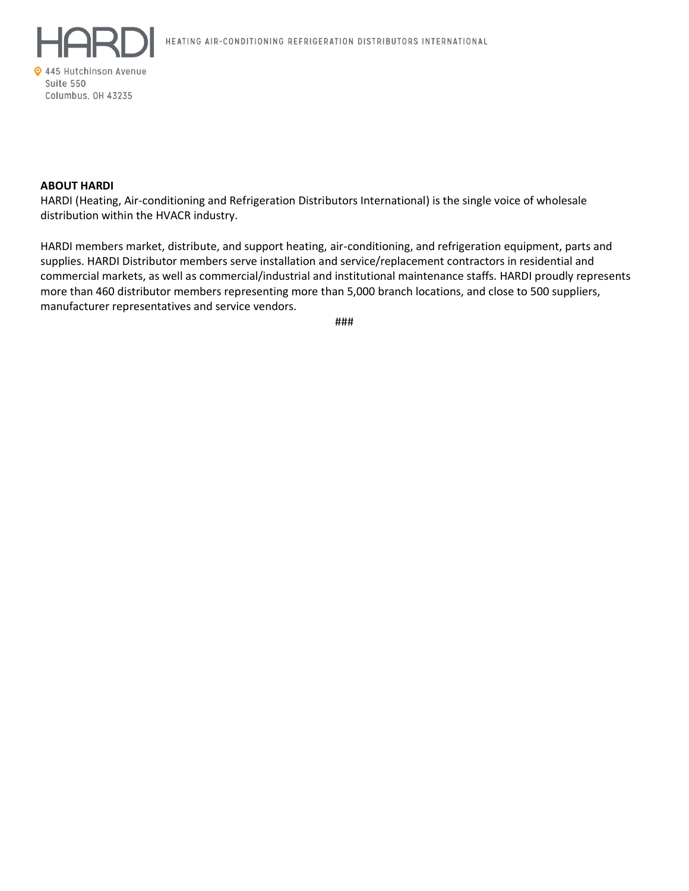HARDI

HEATING AIR-CONDITIONING REFRIGERATION DISTRIBUTORS INTERNATIONAL

445 Hutchinson Avenue
Suite 550
Columbus, OH 43235

**ABOUT HARDI**

HARDI (Heating, Air-conditioning and Refrigeration Distributors International) is the single voice of wholesale distribution within the HVACR industry.

HARDI members market, distribute, and support heating, air-conditioning, and refrigeration equipment, parts and supplies. HARDI Distributor members serve installation and service/replacement contractors in residential and commercial markets, as well as commercial/industrial and institutional maintenance staffs. HARDI proudly represents more than 460 distributor members representing more than 5,000 branch locations, and close to 500 suppliers, manufacturer representatives and service vendors.

###